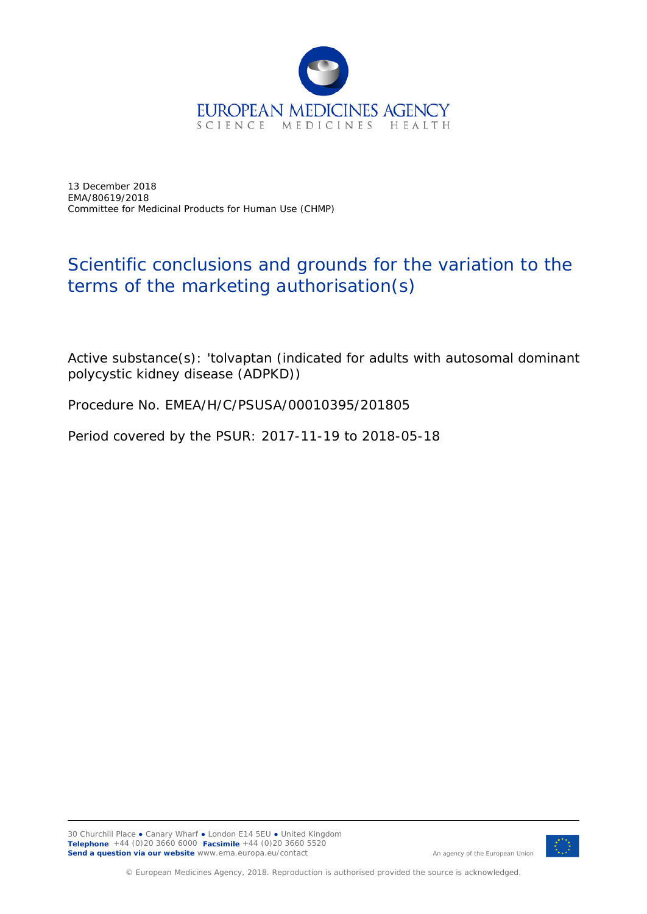EUROPEAN MEDICINES AGENCY
SCIENCE MEDICINES HEALTH

13 December 2018
EMA/80619/2018
Committee for Medicinal Products for Human Use (CHMP)

# Scientific conclusions and grounds for the variation to the terms of the marketing authorisation(s)

Active substance(s): 'tolvaptan (indicated for adults with autosomal dominant polycystic kidney disease (ADPKD))

Procedure No. EMEA/H/C/PSUSA/00010395/201805

Period covered by the PSUR: 2017-11-19 to 2018-05-18

30 Churchill Place ● Canary Wharf ● London E14 5EU ● United Kingdom
**Telephone** +44 (0)20 3660 6000 **Facsimile** +44 (0)20 3660 5520
**Send a question via our website** www.ema.europa.eu/contact

An agency of the European Union

© European Medicines Agency, 2018. Reproduction is authorised provided the source is acknowledged.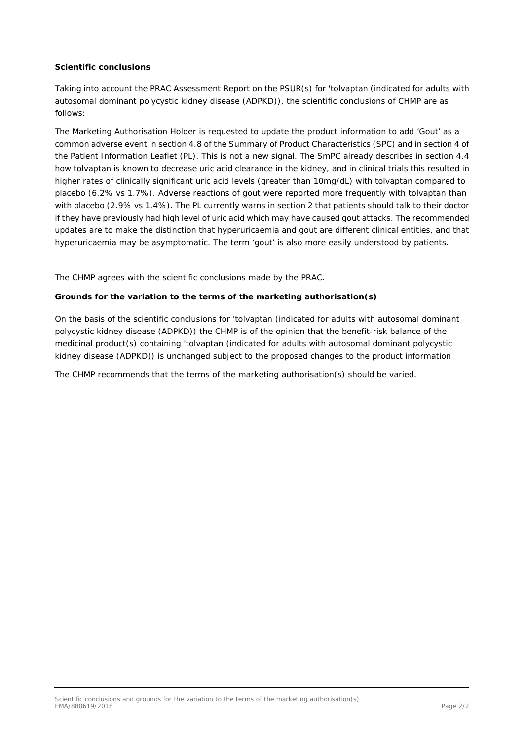**Scientific conclusions**

Taking into account the PRAC Assessment Report on the PSUR(s) for 'tolvaptan (indicated for adults with autosomal dominant polycystic kidney disease (ADPKD)), the scientific conclusions of CHMP are as follows:

The Marketing Authorisation Holder is requested to update the product information to add 'Gout' as a common adverse event in section 4.8 of the Summary of Product Characteristics (SPC) and in section 4 of the Patient Information Leaflet (PL). This is not a new signal. The SmPC already describes in section 4.4 how tolvaptan is known to decrease uric acid clearance in the kidney, and in clinical trials this resulted in higher rates of clinically significant uric acid levels (greater than 10mg/dL) with tolvaptan compared to placebo (6.2% vs 1.7%). Adverse reactions of gout were reported more frequently with tolvaptan than with placebo (2.9% vs 1.4%). The PL currently warns in section 2 that patients should talk to their doctor if they have previously had high level of uric acid which may have caused gout attacks. The recommended updates are to make the distinction that hyperuricaemia and gout are different clinical entities, and that hyperuricaemia may be asymptomatic. The term 'gout' is also more easily understood by patients.

The CHMP agrees with the scientific conclusions made by the PRAC.

**Grounds for the variation to the terms of the marketing authorisation(s)**

On the basis of the scientific conclusions for 'tolvaptan (indicated for adults with autosomal dominant polycystic kidney disease (ADPKD)) the CHMP is of the opinion that the benefit-risk balance of the medicinal product(s) containing 'tolvaptan (indicated for adults with autosomal dominant polycystic kidney disease (ADPKD)) is unchanged subject to the proposed changes to the product information

The CHMP recommends that the terms of the marketing authorisation(s) should be varied.